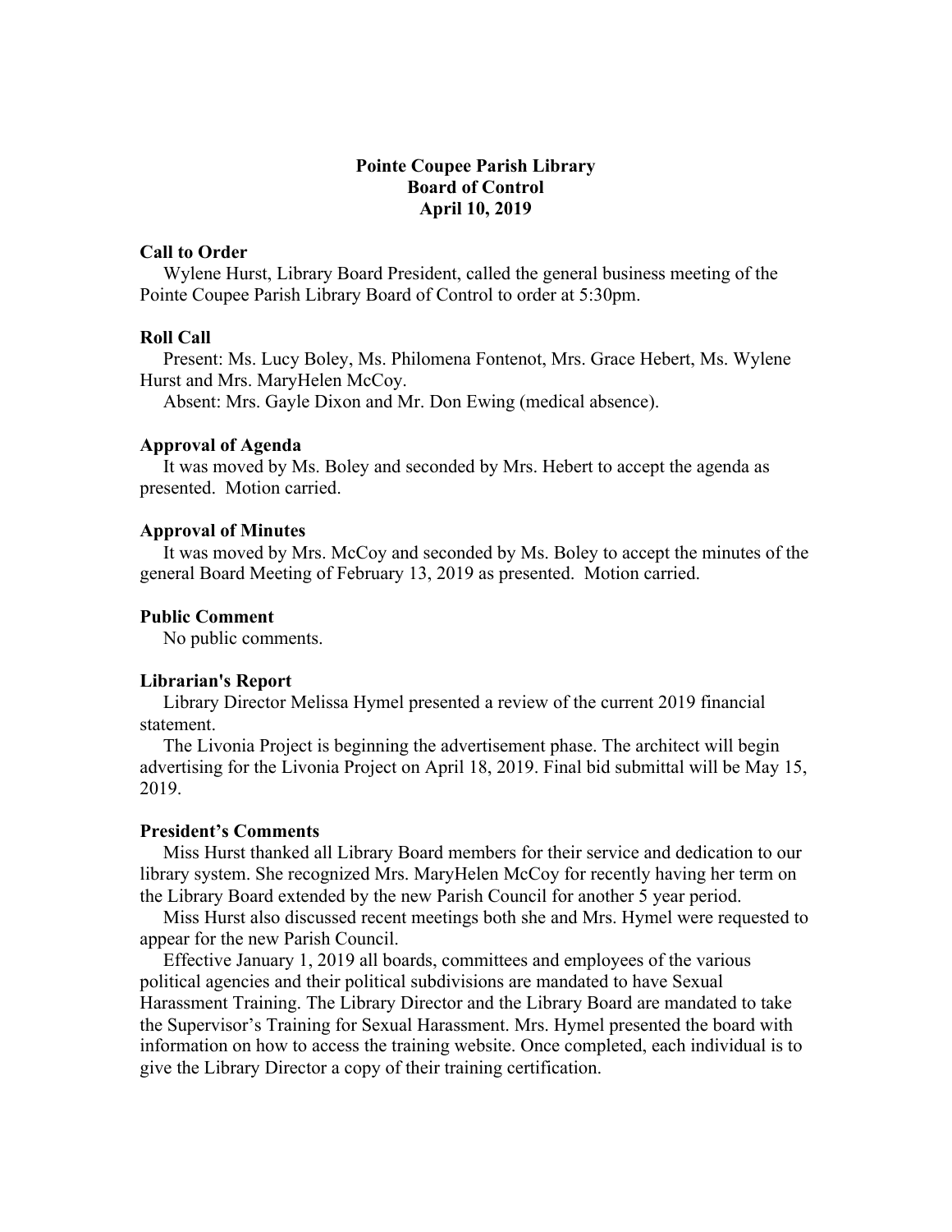# Pointe Coupee Parish Library
## Board of Control
### April 10, 2019

**Call to Order**

Wylene Hurst, Library Board President, called the general business meeting of the Pointe Coupee Parish Library Board of Control to order at 5:30pm.

**Roll Call**

Present: Ms. Lucy Boley, Ms. Philomena Fontenot, Mrs. Grace Hebert, Ms. Wylene Hurst and Mrs. MaryHelen McCoy.

Absent: Mrs. Gayle Dixon and Mr. Don Ewing (medical absence).

**Approval of Agenda**

It was moved by Ms. Boley and seconded by Mrs. Hebert to accept the agenda as presented. Motion carried.

**Approval of Minutes**

It was moved by Mrs. McCoy and seconded by Ms. Boley to accept the minutes of the general Board Meeting of February 13, 2019 as presented. Motion carried.

**Public Comment**

No public comments.

**Librarian's Report**

Library Director Melissa Hymel presented a review of the current 2019 financial statement.

The Livonia Project is beginning the advertisement phase. The architect will begin advertising for the Livonia Project on April 18, 2019. Final bid submittal will be May 15, 2019.

**President's Comments**

Miss Hurst thanked all Library Board members for their service and dedication to our library system. She recognized Mrs. MaryHelen McCoy for recently having her term on the Library Board extended by the new Parish Council for another 5 year period.

Miss Hurst also discussed recent meetings both she and Mrs. Hymel were requested to appear for the new Parish Council.

Effective January 1, 2019 all boards, committees and employees of the various political agencies and their political subdivisions are mandated to have Sexual Harassment Training. The Library Director and the Library Board are mandated to take the Supervisor's Training for Sexual Harassment. Mrs. Hymel presented the board with information on how to access the training website. Once completed, each individual is to give the Library Director a copy of their training certification.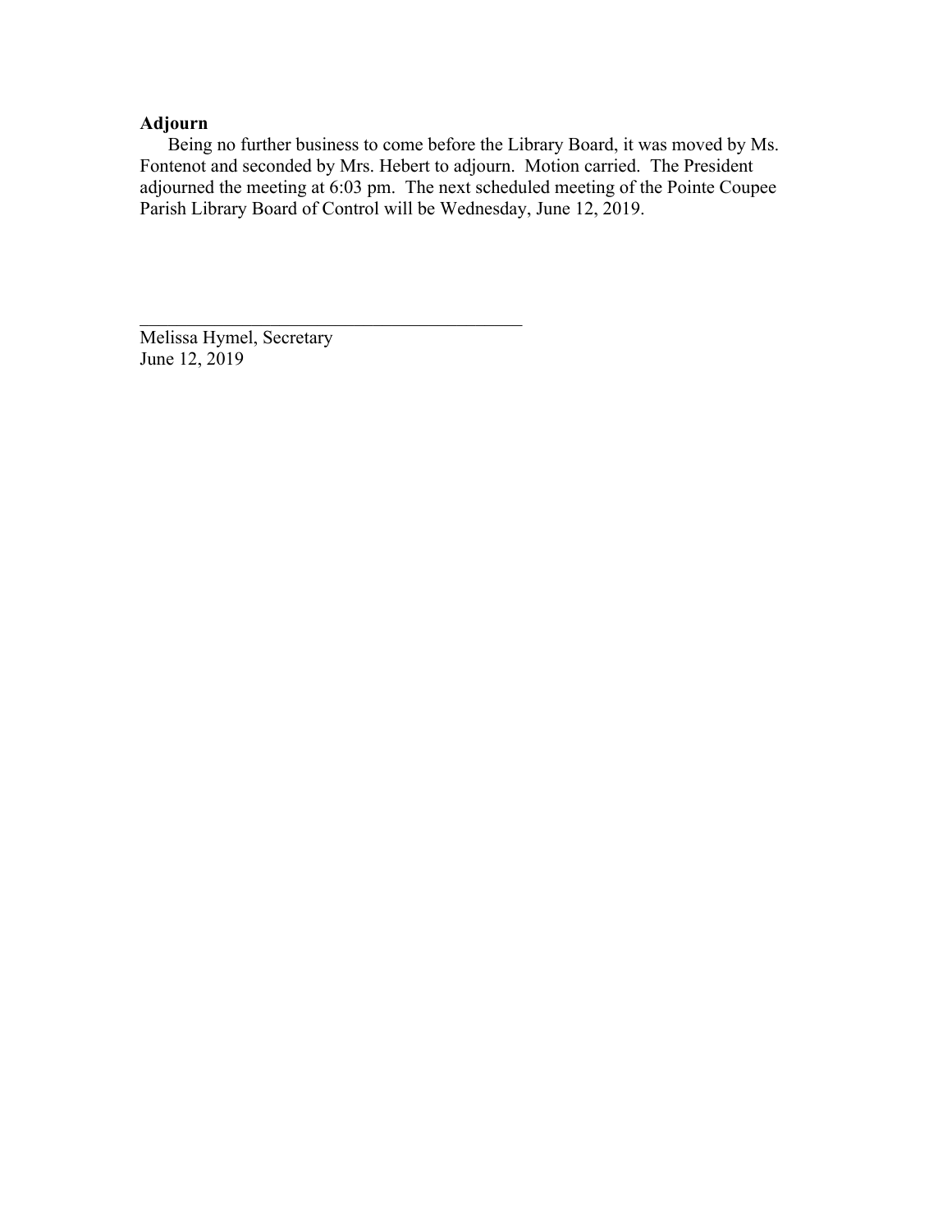**Adjourn**

Being no further business to come before the Library Board, it was moved by Ms. Fontenot and seconded by Mrs. Hebert to adjourn. Motion carried. The President adjourned the meeting at 6:03 pm. The next scheduled meeting of the Pointe Coupee Parish Library Board of Control will be Wednesday, June 12, 2019.

\_\_\_\_\_\_\_\_\_\_\_\_\_\_\_\_\_\_\_\_\_\_\_\_\_\_\_\_\_\_\_\_\_\_\_\_\_\_\_\_\_\_

Melissa Hymel, Secretary
June 12, 2019